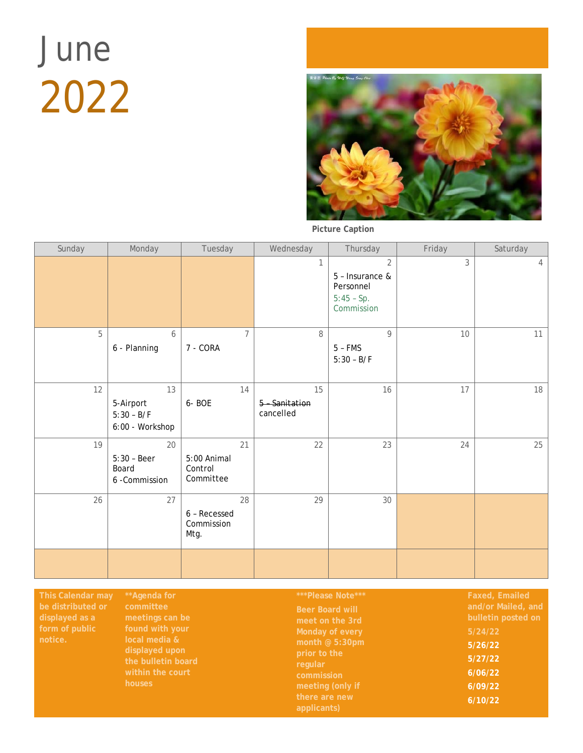# June 2022

Picture Caption

| Sunday | Monday | Tuesday | Wednesday | Thursday | Friday | Saturday |
|---|---|---|---|---|---|---|
| | | | 1 | 2<br>5 – Insurance & Personnel<br>5:45 – Sp. Commission | 3 | 4 |
| 5 | 6<br>6 - Planning | 7<br>7 - CORA | 8 | 9<br>5 – FMS<br>5:30 – B/F | 10 | 11 |
| 12 | 13<br>5-Airport<br>5:30 – B/F<br>6:00 - Workshop | 14<br>6- BOE | 15<br>~~5 – Sanitation~~ cancelled | 16 | 17 | 18 |
| 19 | 20<br>5:30 – Beer Board<br>6 -Commission | 21<br>5:00 Animal Control Committee | 22 | 23 | 24 | 25 |
| 26 | 27 | 28<br>6 – Recessed Commission Mtg. | 29 | 30 | | |

This Calendar may be distributed or displayed as a form of public notice.

**Agenda for committee meetings can be found with your local media & displayed upon the bulletin board within the court houses

***Please Note***

Beer Board will meet on the 3rd Monday of every month @ 5:30pm prior to the regular commission meeting (only if there are new applicants)

Faxed, Emailed and/or Mailed, and bulletin posted on

5/24/22
5/26/22
5/27/22
6/06/22
6/09/22
6/10/22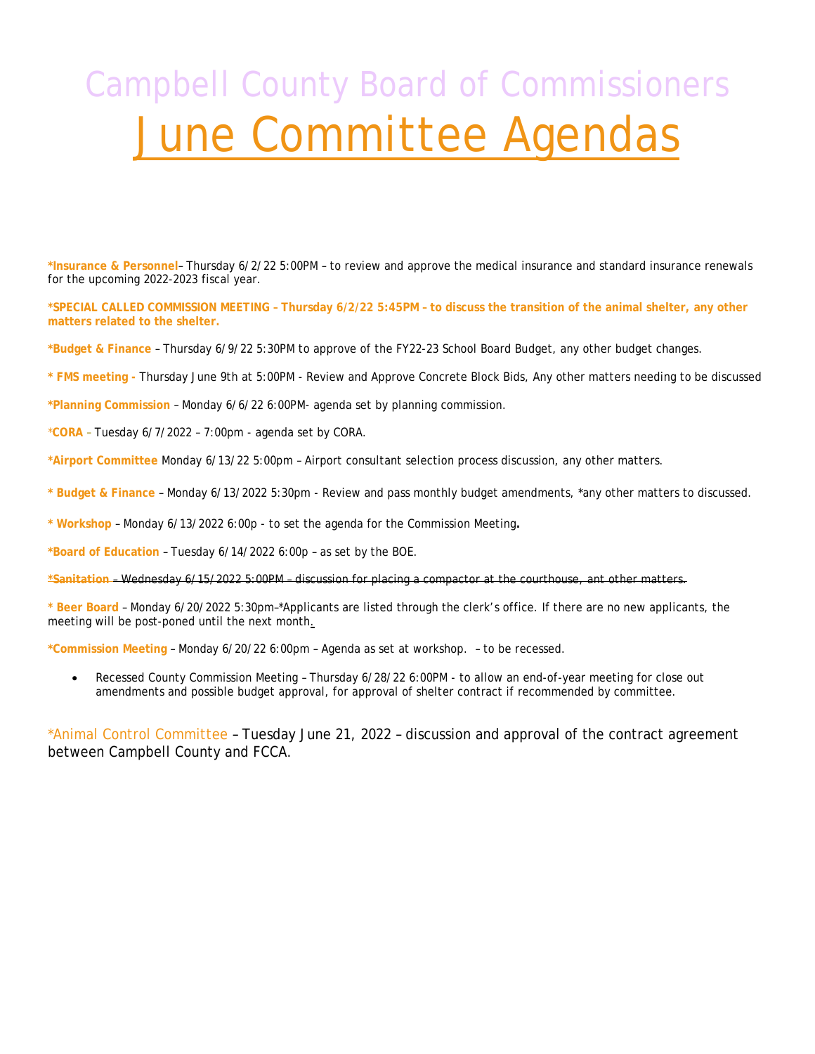# Campbell County Board of Commissioners

# June Committee Agendas

**\*Insurance & Personnel**– Thursday 6/2/22 5:00PM – to review and approve the medical insurance and standard insurance renewals for the upcoming 2022-2023 fiscal year.

**\*SPECIAL CALLED COMMISSION MEETING – Thursday 6/2/22 5:45PM – to discuss the transition of the animal shelter, any other matters related to the shelter.**

**\*Budget & Finance** – Thursday 6/9/22 5:30PM to approve of the FY22-23 School Board Budget, any other budget changes.

**\* FMS meeting -** Thursday June 9th at 5:00PM - Review and Approve Concrete Block Bids, Any other matters needing to be discussed

**\*Planning Commission** – Monday 6/6/22 6:00PM- agenda set by planning commission.

\***CORA** – Tuesday 6/7/2022 – 7:00pm - agenda set by CORA.

**\*Airport Committee** Monday 6/13/22 5:00pm – Airport consultant selection process discussion, any other matters.

**\* Budget & Finance** – Monday 6/13/2022 5:30pm - Review and pass monthly budget amendments, \*any other matters to discussed.

**\* Workshop** – Monday 6/13/2022 6:00p - to set the agenda for the Commission Meeting**.**

**\*Board of Education** – Tuesday 6/14/2022 6:00p – as set by the BOE.

~~**\*Sanitation** – Wednesday 6/15/2022 5:00PM – discussion for placing a compactor at the courthouse, ant other matters.~~

**\* Beer Board** – Monday 6/20/2022 5:30pm–\*Applicants are listed through the clerk's office. If there are no new applicants, the meeting will be post-poned until the next month.

**\*Commission Meeting** – Monday 6/20/22 6:00pm – Agenda as set at workshop. – to be recessed.

- Recessed County Commission Meeting – Thursday 6/28/22 6:00PM - to allow an end-of-year meeting for close out amendments and possible budget approval, for approval of shelter contract if recommended by committee.

\*Animal Control Committee – Tuesday June 21, 2022 – discussion and approval of the contract agreement between Campbell County and FCCA.